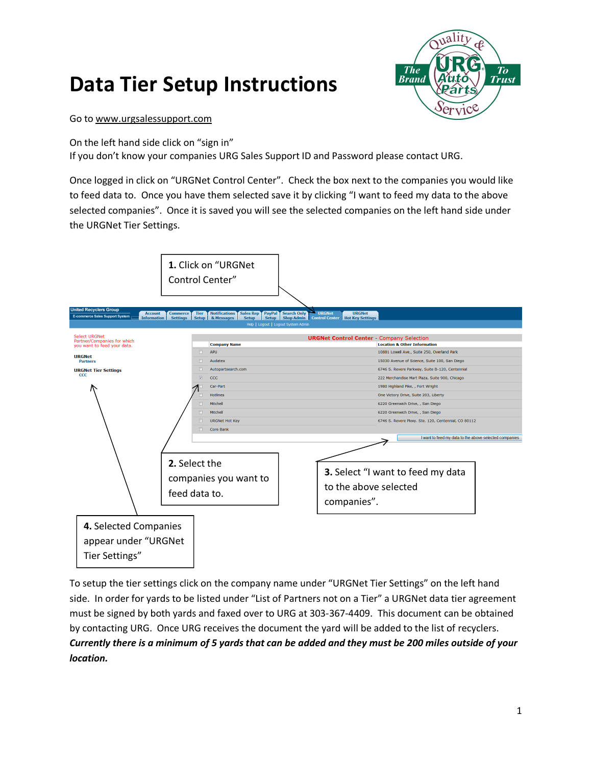# Data Tier Setup Instructions

Go to www.urgsalessupport.com

On the left hand side click on "sign in"
If you don't know your companies URG Sales Support ID and Password please contact URG.

Once logged in click on "URGNet Control Center". Check the box next to the companies you would like to feed data to. Once you have them selected save it by clicking "I want to feed my data to the above selected companies". Once it is saved you will see the selected companies on the left hand side under the URGNet Tier Settings.

**1.** Click on "URGNet Control Center"

**2.** Select the companies you want to feed data to.

**3.** Select "I want to feed my data to the above selected companies".

**4.** Selected Companies appear under "URGNet Tier Settings"

To setup the tier settings click on the company name under "URGNet Tier Settings" on the left hand side. In order for yards to be listed under "List of Partners not on a Tier" a URGNet data tier agreement must be signed by both yards and faxed over to URG at 303-367-4409. This document can be obtained by contacting URG. Once URG receives the document the yard will be added to the list of recyclers. ***Currently there is a minimum of 5 yards that can be added and they must be 200 miles outside of your location.***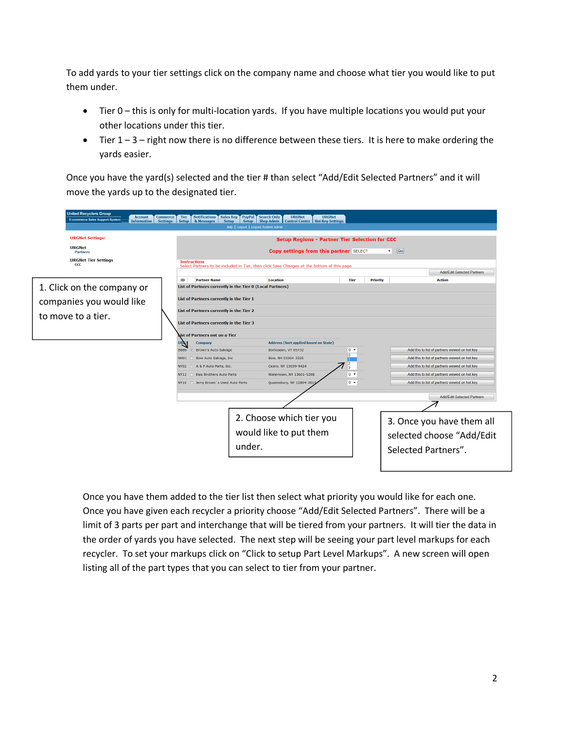To add yards to your tier settings click on the company name and choose what tier you would like to put them under.

- Tier 0 – this is only for multi-location yards. If you have multiple locations you would put your other locations under this tier.
- Tier 1 – 3 – right now there is no difference between these tiers. It is here to make ordering the yards easier.

Once you have the yard(s) selected and the tier # than select "Add/Edit Selected Partners" and it will move the yards up to the designated tier.

1. Click on the company or companies you would like to move to a tier.

2. Choose which tier you would like to put them under.

3. Once you have them all selected choose "Add/Edit Selected Partners".

Once you have them added to the tier list then select what priority you would like for each one. Once you have given each recycler a priority choose "Add/Edit Selected Partners". There will be a limit of 3 parts per part and interchange that will be tiered from your partners. It will tier the data in the order of yards you have selected. The next step will be seeing your part level markups for each recycler. To set your markups click on "Click to setup Part Level Markups". A new screen will open listing all of the part types that you can select to tier from your partner.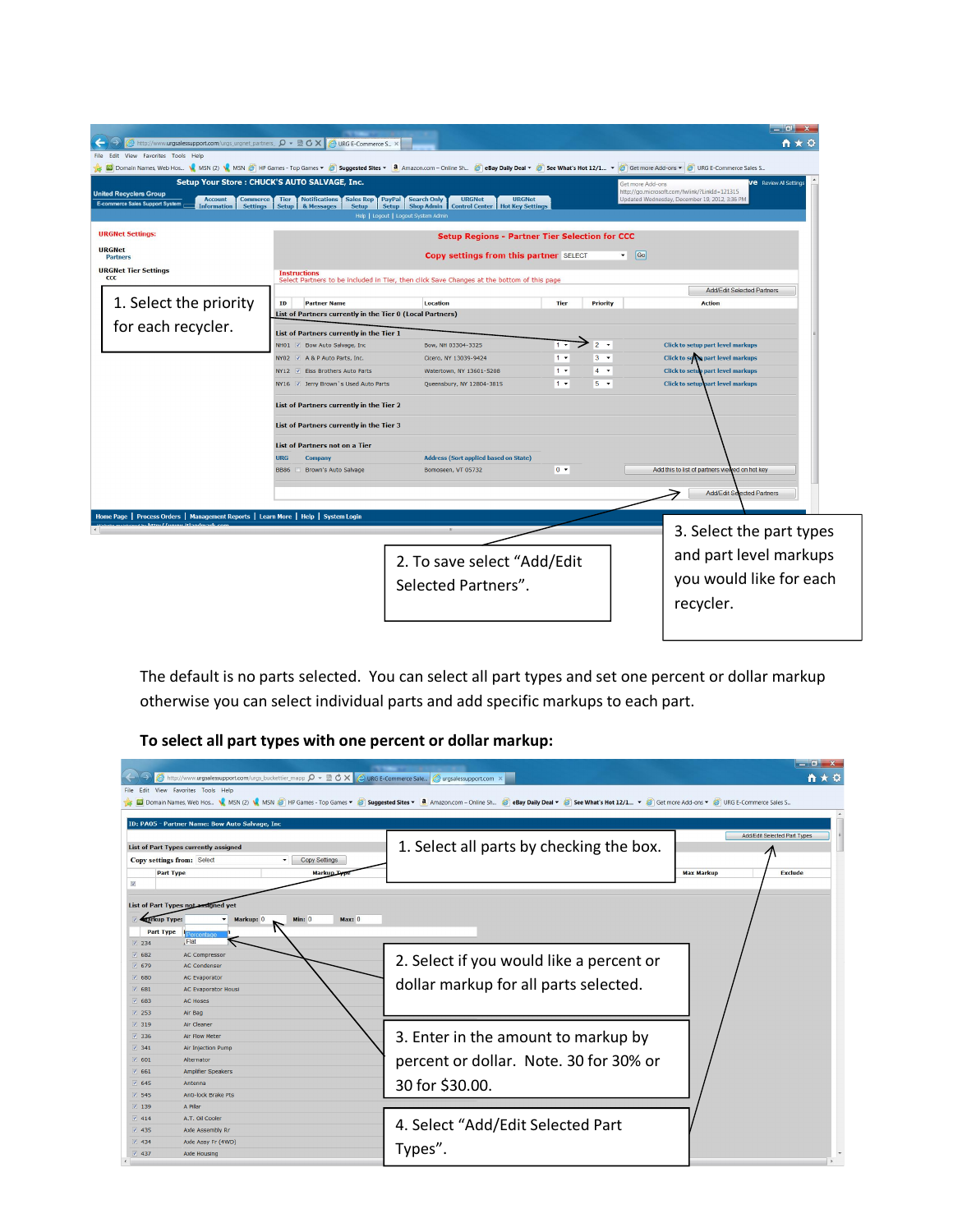1. Select the priority for each recycler.

2. To save select "Add/Edit Selected Partners".

3. Select the part types and part level markups you would like for each recycler.

The default is no parts selected. You can select all part types and set one percent or dollar markup otherwise you can select individual parts and add specific markups to each part.

**To select all part types with one percent or dollar markup:**

1. Select all parts by checking the box.

2. Select if you would like a percent or dollar markup for all parts selected.

3. Enter in the amount to markup by percent or dollar. Note. 30 for 30% or 30 for $30.00.

4. Select "Add/Edit Selected Part Types".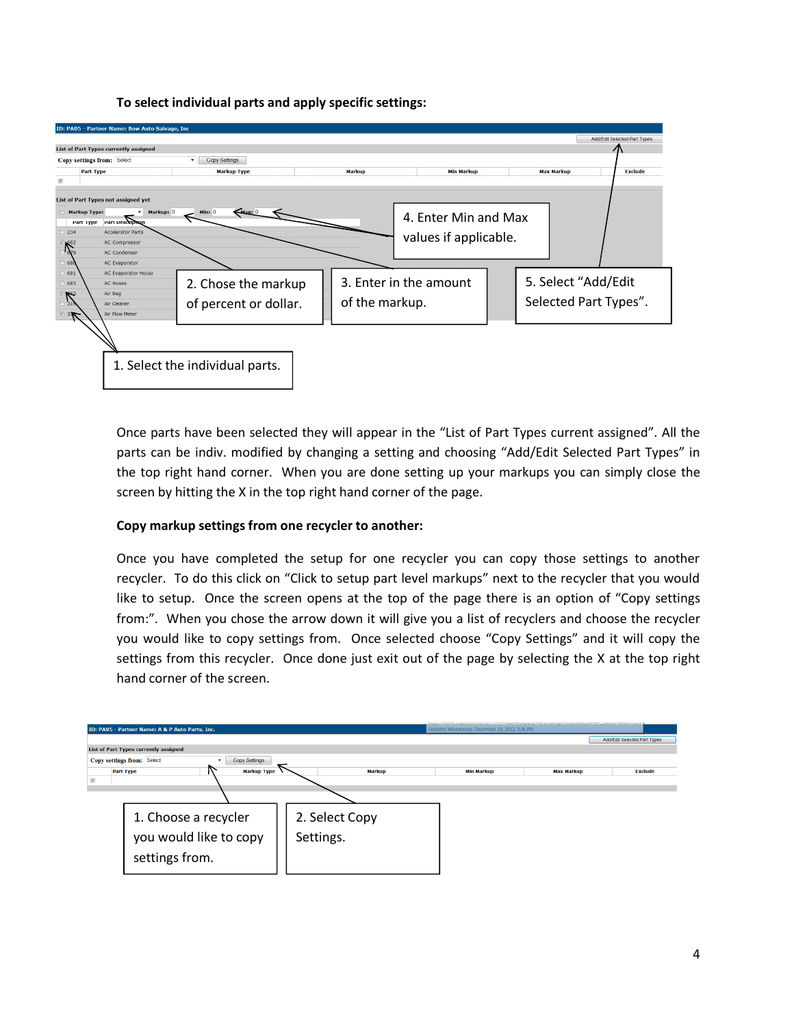**To select individual parts and apply specific settings:**

1. Select the individual parts.
2. Chose the markup of percent or dollar.
3. Enter in the amount of the markup.
4. Enter Min and Max values if applicable.
5. Select "Add/Edit Selected Part Types".

Once parts have been selected they will appear in the "List of Part Types current assigned". All the parts can be indiv. modified by changing a setting and choosing "Add/Edit Selected Part Types" in the top right hand corner. When you are done setting up your markups you can simply close the screen by hitting the X in the top right hand corner of the page.

**Copy markup settings from one recycler to another:**

Once you have completed the setup for one recycler you can copy those settings to another recycler. To do this click on "Click to setup part level markups" next to the recycler that you would like to setup. Once the screen opens at the top of the page there is an option of "Copy settings from:". When you chose the arrow down it will give you a list of recyclers and choose the recycler you would like to copy settings from. Once selected choose "Copy Settings" and it will copy the settings from this recycler. Once done just exit out of the page by selecting the X at the top right hand corner of the screen.

1. Choose a recycler you would like to copy settings from.
2. Select Copy Settings.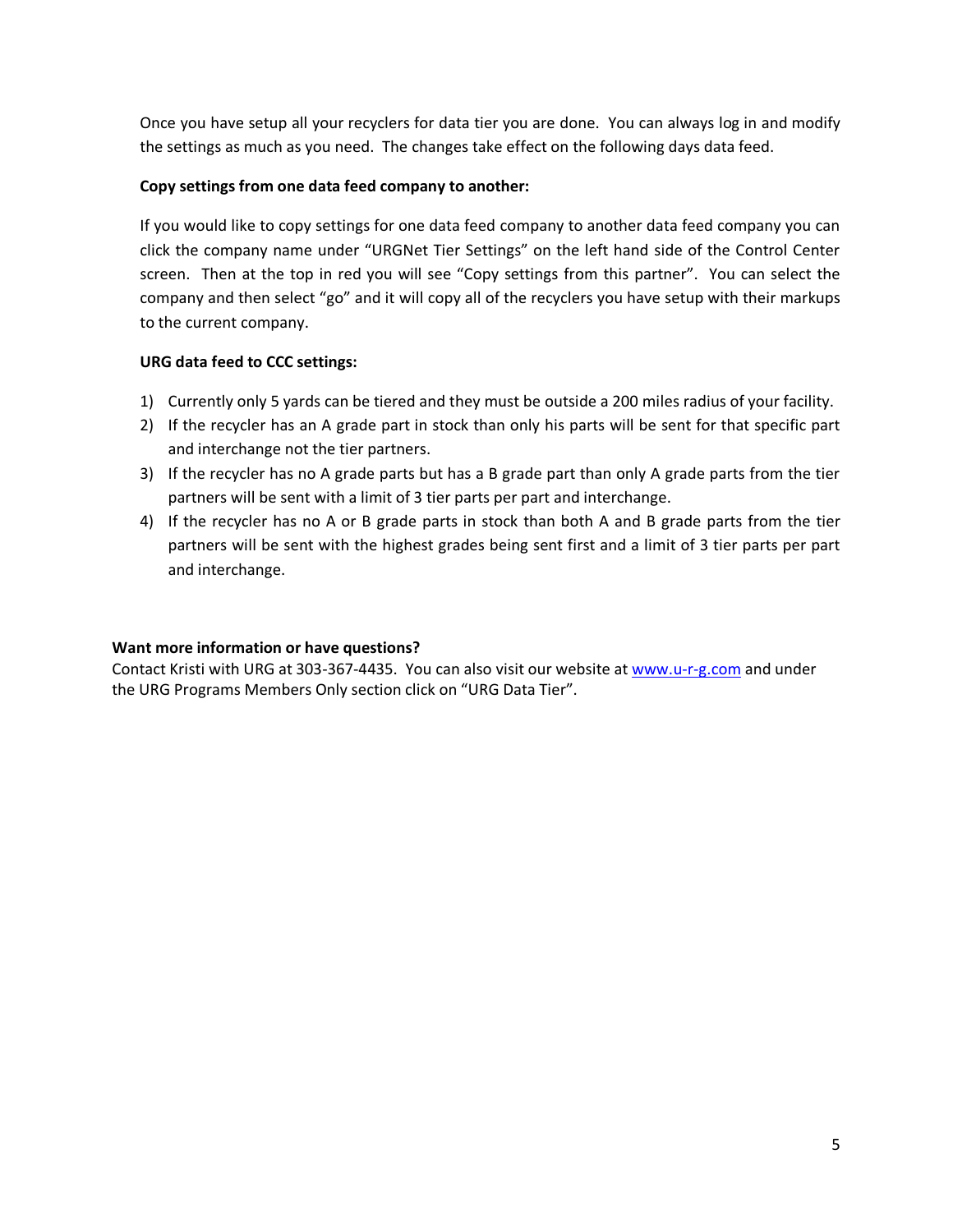Once you have setup all your recyclers for data tier you are done. You can always log in and modify the settings as much as you need. The changes take effect on the following days data feed.

**Copy settings from one data feed company to another:**

If you would like to copy settings for one data feed company to another data feed company you can click the company name under "URGNet Tier Settings" on the left hand side of the Control Center screen. Then at the top in red you will see "Copy settings from this partner". You can select the company and then select "go" and it will copy all of the recyclers you have setup with their markups to the current company.

**URG data feed to CCC settings:**

1) Currently only 5 yards can be tiered and they must be outside a 200 miles radius of your facility.
2) If the recycler has an A grade part in stock than only his parts will be sent for that specific part and interchange not the tier partners.
3) If the recycler has no A grade parts but has a B grade part than only A grade parts from the tier partners will be sent with a limit of 3 tier parts per part and interchange.
4) If the recycler has no A or B grade parts in stock than both A and B grade parts from the tier partners will be sent with the highest grades being sent first and a limit of 3 tier parts per part and interchange.

**Want more information or have questions?**

Contact Kristi with URG at 303-367-4435. You can also visit our website at [www.u-r-g.com](http://www.u-r-g.com) and under the URG Programs Members Only section click on "URG Data Tier".